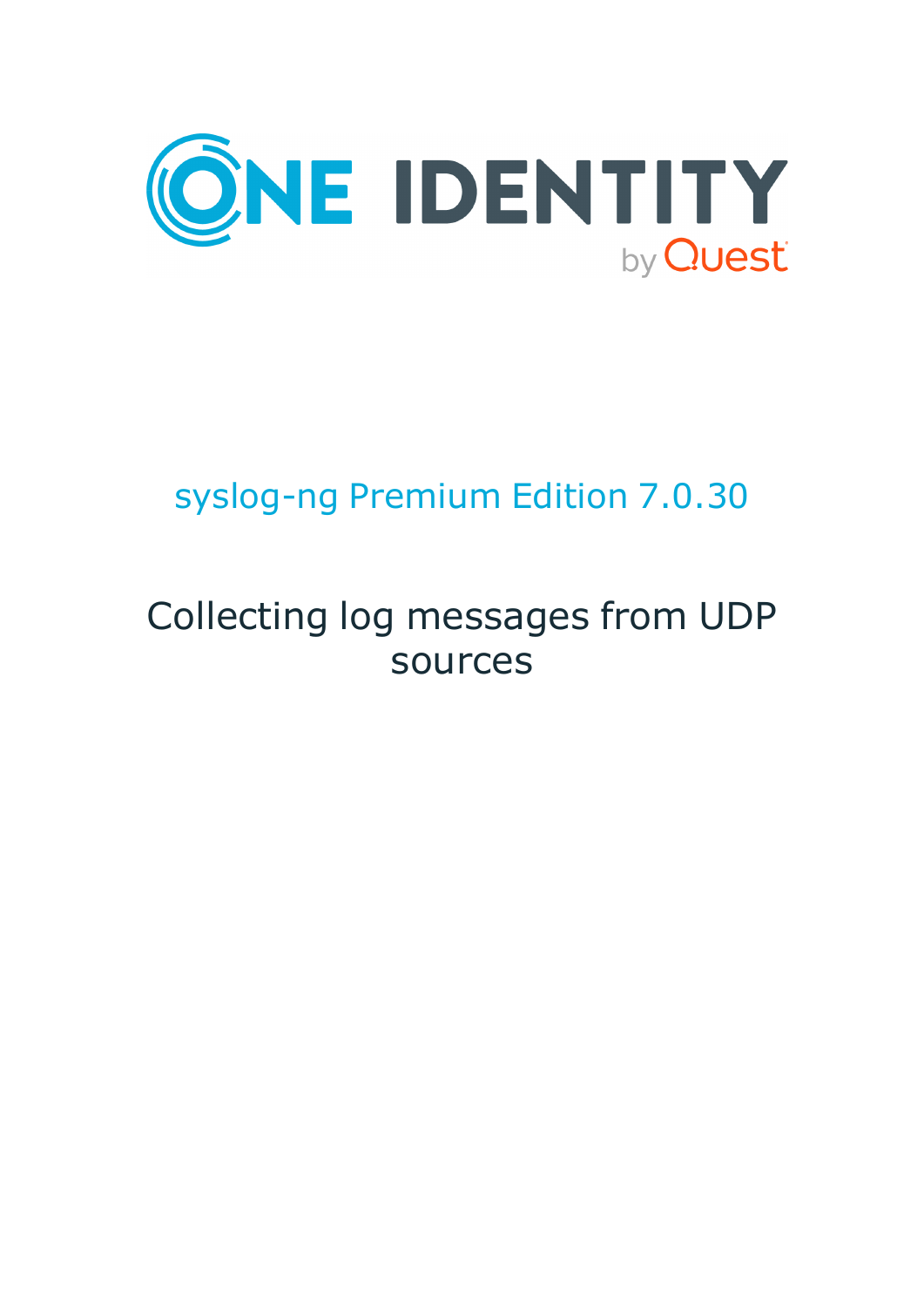# syslog-ng Premium Edition 7.0.30

## Collecting log messages from UDP sources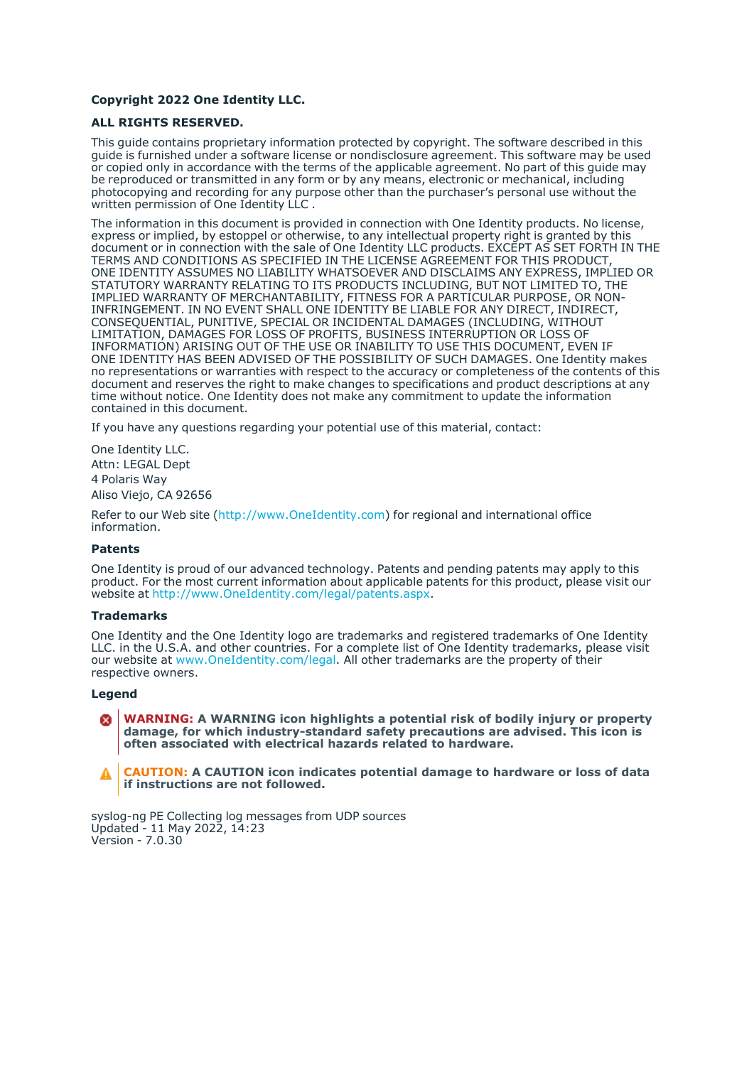**Copyright 2022 One Identity LLC.**

**ALL RIGHTS RESERVED.**

This guide contains proprietary information protected by copyright. The software described in this guide is furnished under a software license or nondisclosure agreement. This software may be used or copied only in accordance with the terms of the applicable agreement. No part of this guide may be reproduced or transmitted in any form or by any means, electronic or mechanical, including photocopying and recording for any purpose other than the purchaser's personal use without the written permission of One Identity LLC .

The information in this document is provided in connection with One Identity products. No license, express or implied, by estoppel or otherwise, to any intellectual property right is granted by this document or in connection with the sale of One Identity LLC products. EXCEPT AS SET FORTH IN THE TERMS AND CONDITIONS AS SPECIFIED IN THE LICENSE AGREEMENT FOR THIS PRODUCT, ONE IDENTITY ASSUMES NO LIABILITY WHATSOEVER AND DISCLAIMS ANY EXPRESS, IMPLIED OR STATUTORY WARRANTY RELATING TO ITS PRODUCTS INCLUDING, BUT NOT LIMITED TO, THE IMPLIED WARRANTY OF MERCHANTABILITY, FITNESS FOR A PARTICULAR PURPOSE, OR NON-INFRINGEMENT. IN NO EVENT SHALL ONE IDENTITY BE LIABLE FOR ANY DIRECT, INDIRECT, CONSEQUENTIAL, PUNITIVE, SPECIAL OR INCIDENTAL DAMAGES (INCLUDING, WITHOUT LIMITATION, DAMAGES FOR LOSS OF PROFITS, BUSINESS INTERRUPTION OR LOSS OF INFORMATION) ARISING OUT OF THE USE OR INABILITY TO USE THIS DOCUMENT, EVEN IF ONE IDENTITY HAS BEEN ADVISED OF THE POSSIBILITY OF SUCH DAMAGES. One Identity makes no representations or warranties with respect to the accuracy or completeness of the contents of this document and reserves the right to make changes to specifications and product descriptions at any time without notice. One Identity does not make any commitment to update the information contained in this document.

If you have any questions regarding your potential use of this material, contact:

One Identity LLC.
Attn: LEGAL Dept
4 Polaris Way
Aliso Viejo, CA 92656

Refer to our Web site (http://www.OneIdentity.com) for regional and international office information.

### Patents

One Identity is proud of our advanced technology. Patents and pending patents may apply to this product. For the most current information about applicable patents for this product, please visit our website at http://www.OneIdentity.com/legal/patents.aspx.

### Trademarks

One Identity and the One Identity logo are trademarks and registered trademarks of One Identity LLC. in the U.S.A. and other countries. For a complete list of One Identity trademarks, please visit our website at www.OneIdentity.com/legal. All other trademarks are the property of their respective owners.

### Legend

**WARNING: A WARNING icon highlights a potential risk of bodily injury or property damage, for which industry-standard safety precautions are advised. This icon is often associated with electrical hazards related to hardware.**

**CAUTION: A CAUTION icon indicates potential damage to hardware or loss of data if instructions are not followed.**

syslog-ng PE Collecting log messages from UDP sources
Updated - 11 May 2022, 14:23
Version - 7.0.30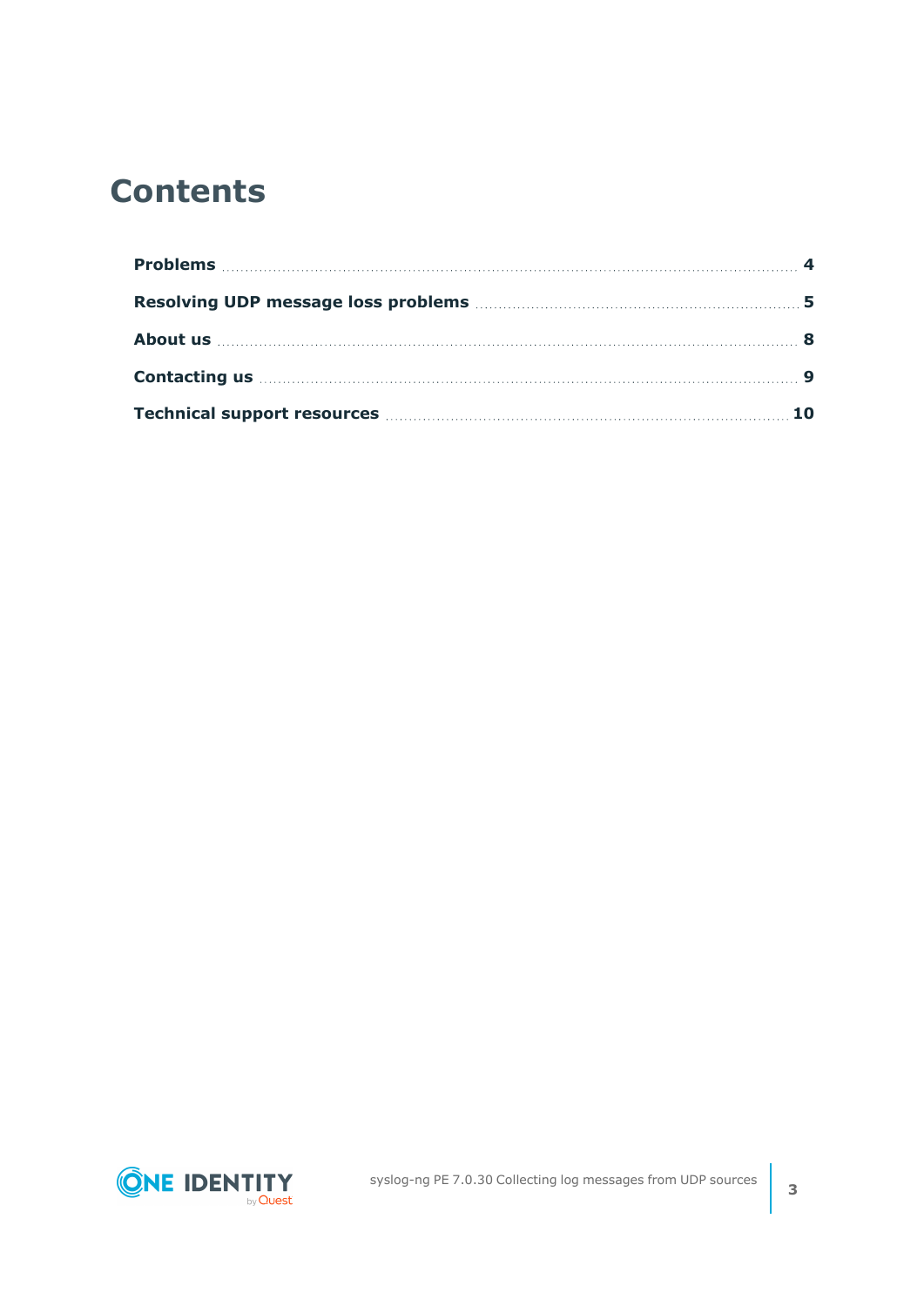# Contents

**Problems** ..... 4

**Resolving UDP message loss problems** ..... 5

**About us** ..... 8

**Contacting us** ..... 9

**Technical support resources** ..... 10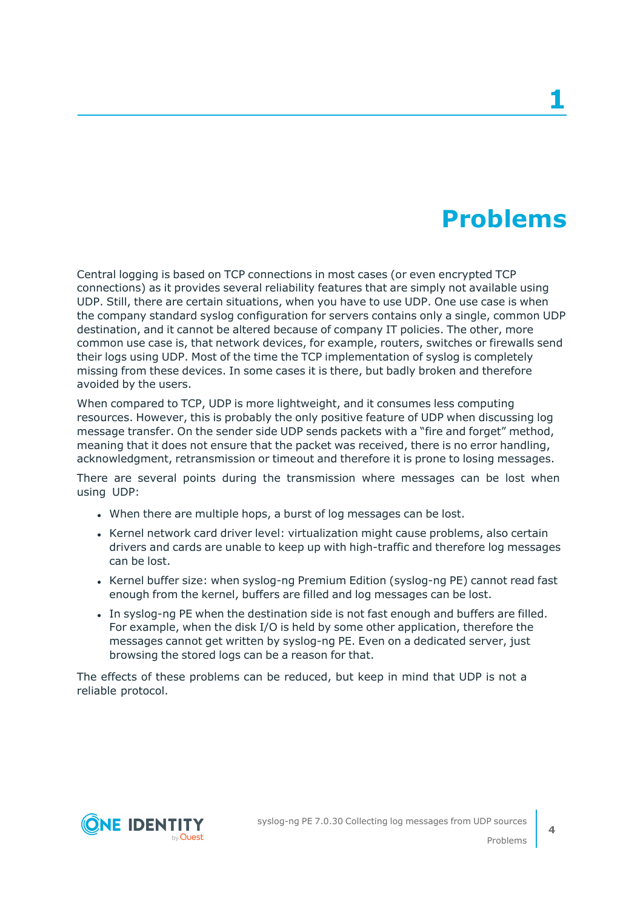# 1 Problems

Central logging is based on TCP connections in most cases (or even encrypted TCP connections) as it provides several reliability features that are simply not available using UDP. Still, there are certain situations, when you have to use UDP. One use case is when the company standard syslog configuration for servers contains only a single, common UDP destination, and it cannot be altered because of company IT policies. The other, more common use case is, that network devices, for example, routers, switches or firewalls send their logs using UDP. Most of the time the TCP implementation of syslog is completely missing from these devices. In some cases it is there, but badly broken and therefore avoided by the users.

When compared to TCP, UDP is more lightweight, and it consumes less computing resources. However, this is probably the only positive feature of UDP when discussing log message transfer. On the sender side UDP sends packets with a “fire and forget” method, meaning that it does not ensure that the packet was received, there is no error handling, acknowledgment, retransmission or timeout and therefore it is prone to losing messages.

There are several points during the transmission where messages can be lost when using UDP:

- When there are multiple hops, a burst of log messages can be lost.
- Kernel network card driver level: virtualization might cause problems, also certain drivers and cards are unable to keep up with high-traffic and therefore log messages can be lost.
- Kernel buffer size: when syslog-ng Premium Edition (syslog-ng PE) cannot read fast enough from the kernel, buffers are filled and log messages can be lost.
- In syslog-ng PE when the destination side is not fast enough and buffers are filled. For example, when the disk I/O is held by some other application, therefore the messages cannot get written by syslog-ng PE. Even on a dedicated server, just browsing the stored logs can be a reason for that.

The effects of these problems can be reduced, but keep in mind that UDP is not a reliable protocol.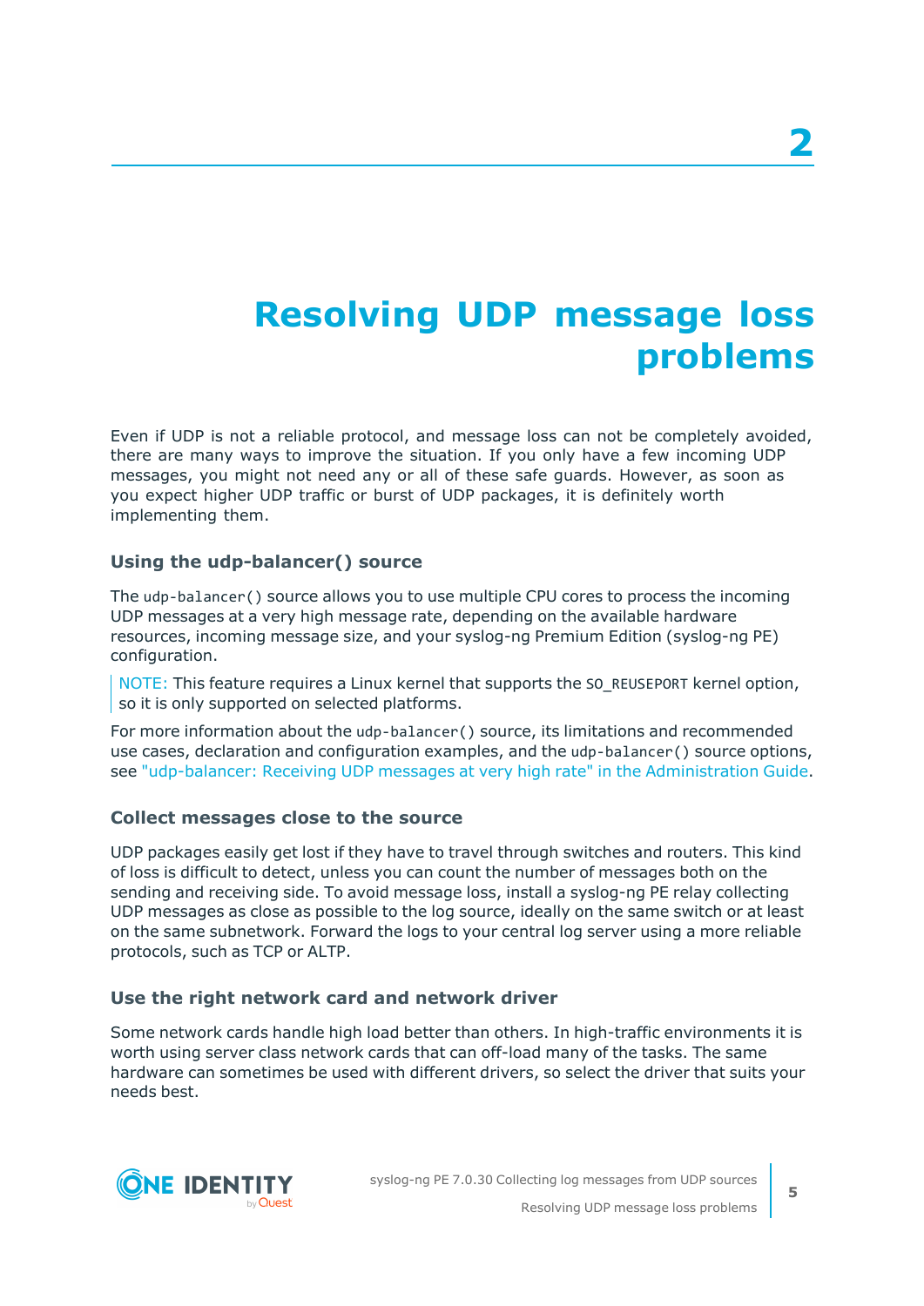# 2

# Resolving UDP message loss problems

Even if UDP is not a reliable protocol, and message loss can not be completely avoided, there are many ways to improve the situation. If you only have a few incoming UDP messages, you might not need any or all of these safe guards. However, as soon as you expect higher UDP traffic or burst of UDP packages, it is definitely worth implementing them.

### Using the udp-balancer() source

The `udp-balancer()` source allows you to use multiple CPU cores to process the incoming UDP messages at a very high message rate, depending on the available hardware resources, incoming message size, and your syslog-ng Premium Edition (syslog-ng PE) configuration.

> NOTE: This feature requires a Linux kernel that supports the `SO_REUSEPORT` kernel option, so it is only supported on selected platforms.

For more information about the `udp-balancer()` source, its limitations and recommended use cases, declaration and configuration examples, and the `udp-balancer()` source options, see "udp-balancer: Receiving UDP messages at very high rate" in the Administration Guide.

### Collect messages close to the source

UDP packages easily get lost if they have to travel through switches and routers. This kind of loss is difficult to detect, unless you can count the number of messages both on the sending and receiving side. To avoid message loss, install a syslog-ng PE relay collecting UDP messages as close as possible to the log source, ideally on the same switch or at least on the same subnetwork. Forward the logs to your central log server using a more reliable protocols, such as TCP or ALTP.

### Use the right network card and network driver

Some network cards handle high load better than others. In high-traffic environments it is worth using server class network cards that can off-load many of the tasks. The same hardware can sometimes be used with different drivers, so select the driver that suits your needs best.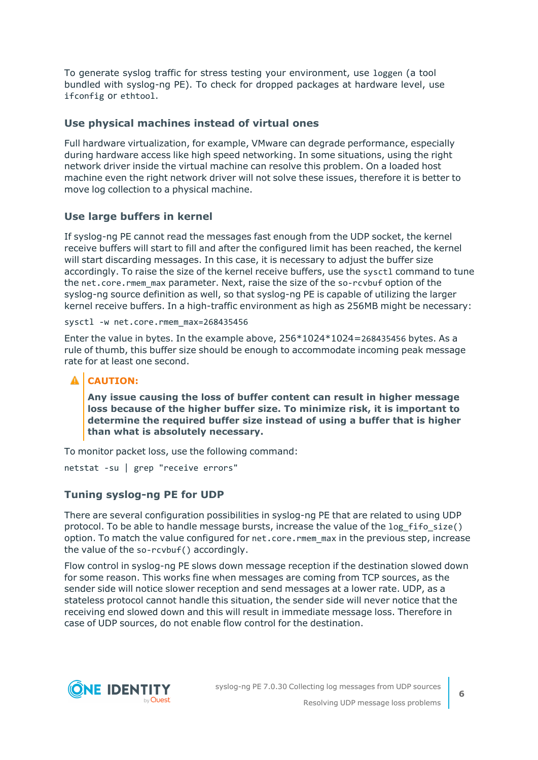To generate syslog traffic for stress testing your environment, use `loggen` (a tool bundled with syslog-ng PE). To check for dropped packages at hardware level, use `ifconfig` or `ethtool`.

### Use physical machines instead of virtual ones

Full hardware virtualization, for example, VMware can degrade performance, especially during hardware access like high speed networking. In some situations, using the right network driver inside the virtual machine can resolve this problem. On a loaded host machine even the right network driver will not solve these issues, therefore it is better to move log collection to a physical machine.

### Use large buffers in kernel

If syslog-ng PE cannot read the messages fast enough from the UDP socket, the kernel receive buffers will start to fill and after the configured limit has been reached, the kernel will start discarding messages. In this case, it is necessary to adjust the buffer size accordingly. To raise the size of the kernel receive buffers, use the `sysctl` command to tune the `net.core.rmem_max` parameter. Next, raise the size of the `so-rcvbuf` option of the syslog-ng source definition as well, so that syslog-ng PE is capable of utilizing the larger kernel receive buffers. In a high-traffic environment as high as 256MB might be necessary:

```
sysctl -w net.core.rmem_max=268435456
```

Enter the value in bytes. In the example above, 256*1024*1024=`268435456` bytes. As a rule of thumb, this buffer size should be enough to accommodate incoming peak message rate for at least one second.

> **CAUTION:**
>
> **Any issue causing the loss of buffer content can result in higher message loss because of the higher buffer size. To minimize risk, it is important to determine the required buffer size instead of using a buffer that is higher than what is absolutely necessary.**

To monitor packet loss, use the following command:

```
netstat -su | grep "receive errors"
```

### Tuning syslog-ng PE for UDP

There are several configuration possibilities in syslog-ng PE that are related to using UDP protocol. To be able to handle message bursts, increase the value of the `log_fifo_size()` option. To match the value configured for `net.core.rmem_max` in the previous step, increase the value of the `so-rcvbuf()` accordingly.

Flow control in syslog-ng PE slows down message reception if the destination slowed down for some reason. This works fine when messages are coming from TCP sources, as the sender side will notice slower reception and send messages at a lower rate. UDP, as a stateless protocol cannot handle this situation, the sender side will never notice that the receiving end slowed down and this will result in immediate message loss. Therefore in case of UDP sources, do not enable flow control for the destination.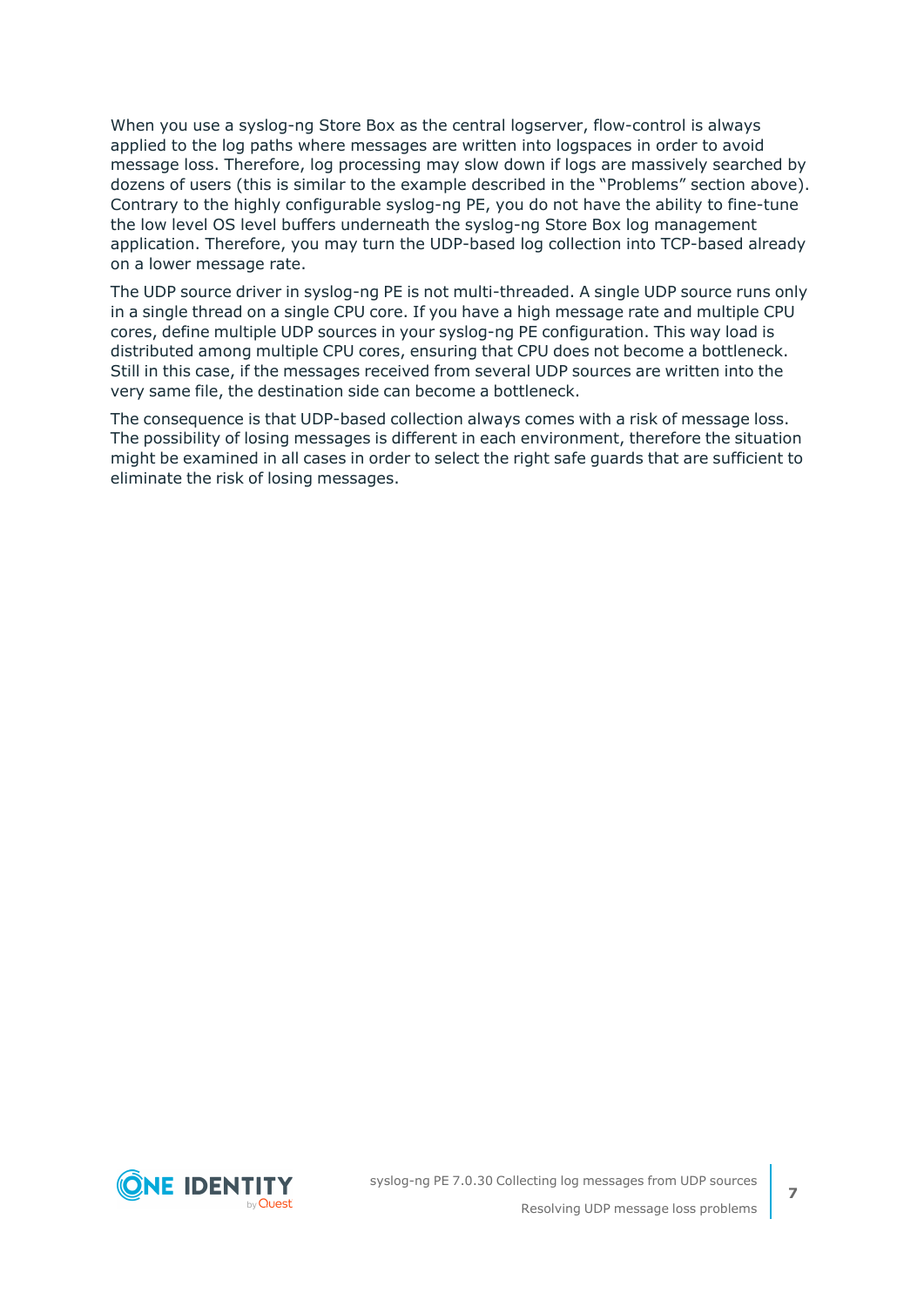When you use a syslog-ng Store Box as the central logserver, flow-control is always applied to the log paths where messages are written into logspaces in order to avoid message loss. Therefore, log processing may slow down if logs are massively searched by dozens of users (this is similar to the example described in the "Problems" section above). Contrary to the highly configurable syslog-ng PE, you do not have the ability to fine-tune the low level OS level buffers underneath the syslog-ng Store Box log management application. Therefore, you may turn the UDP-based log collection into TCP-based already on a lower message rate.

The UDP source driver in syslog-ng PE is not multi-threaded. A single UDP source runs only in a single thread on a single CPU core. If you have a high message rate and multiple CPU cores, define multiple UDP sources in your syslog-ng PE configuration. This way load is distributed among multiple CPU cores, ensuring that CPU does not become a bottleneck. Still in this case, if the messages received from several UDP sources are written into the very same file, the destination side can become a bottleneck.

The consequence is that UDP-based collection always comes with a risk of message loss. The possibility of losing messages is different in each environment, therefore the situation might be examined in all cases in order to select the right safe guards that are sufficient to eliminate the risk of losing messages.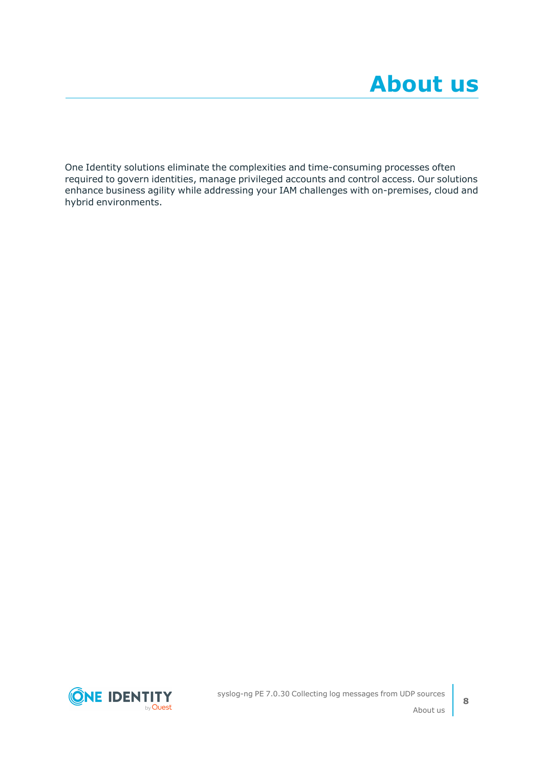# About us

One Identity solutions eliminate the complexities and time-consuming processes often required to govern identities, manage privileged accounts and control access. Our solutions enhance business agility while addressing your IAM challenges with on-premises, cloud and hybrid environments.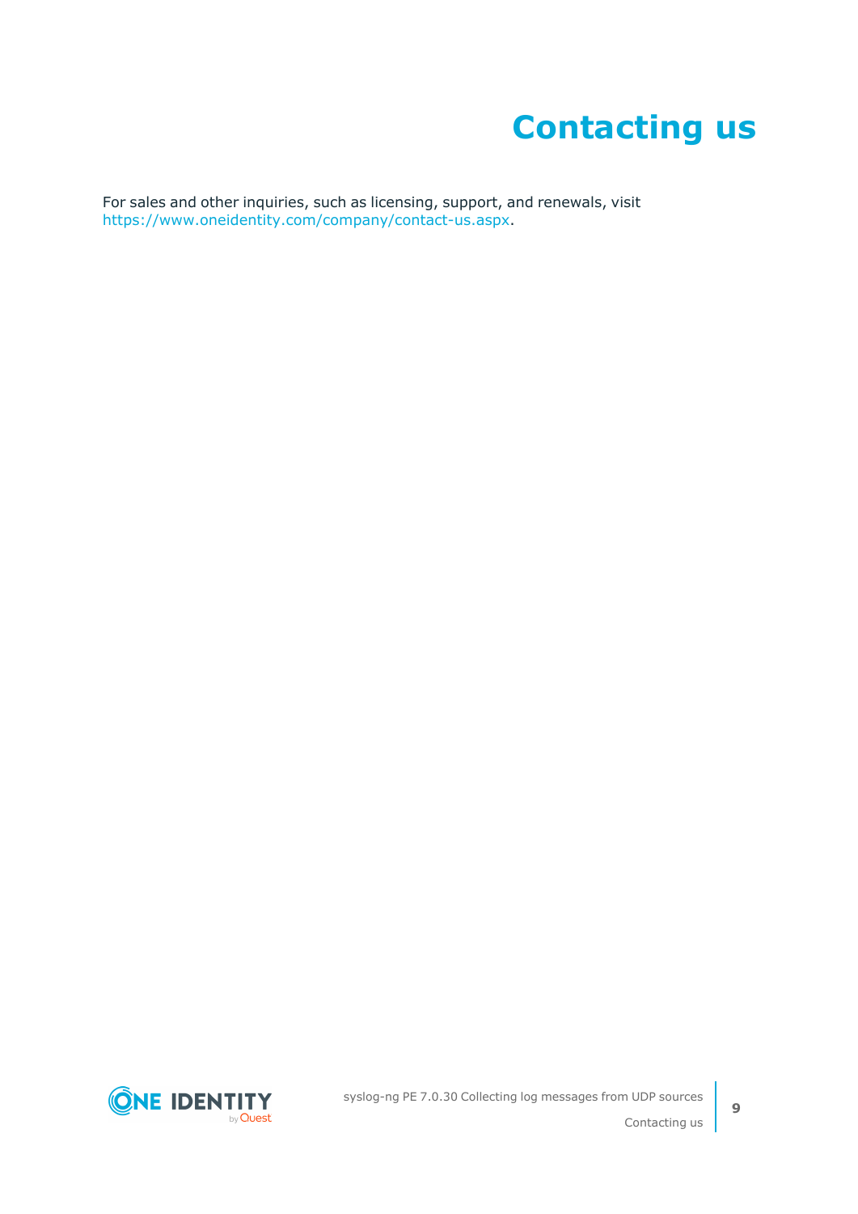# Contacting us

For sales and other inquiries, such as licensing, support, and renewals, visit https://www.oneidentity.com/company/contact-us.aspx.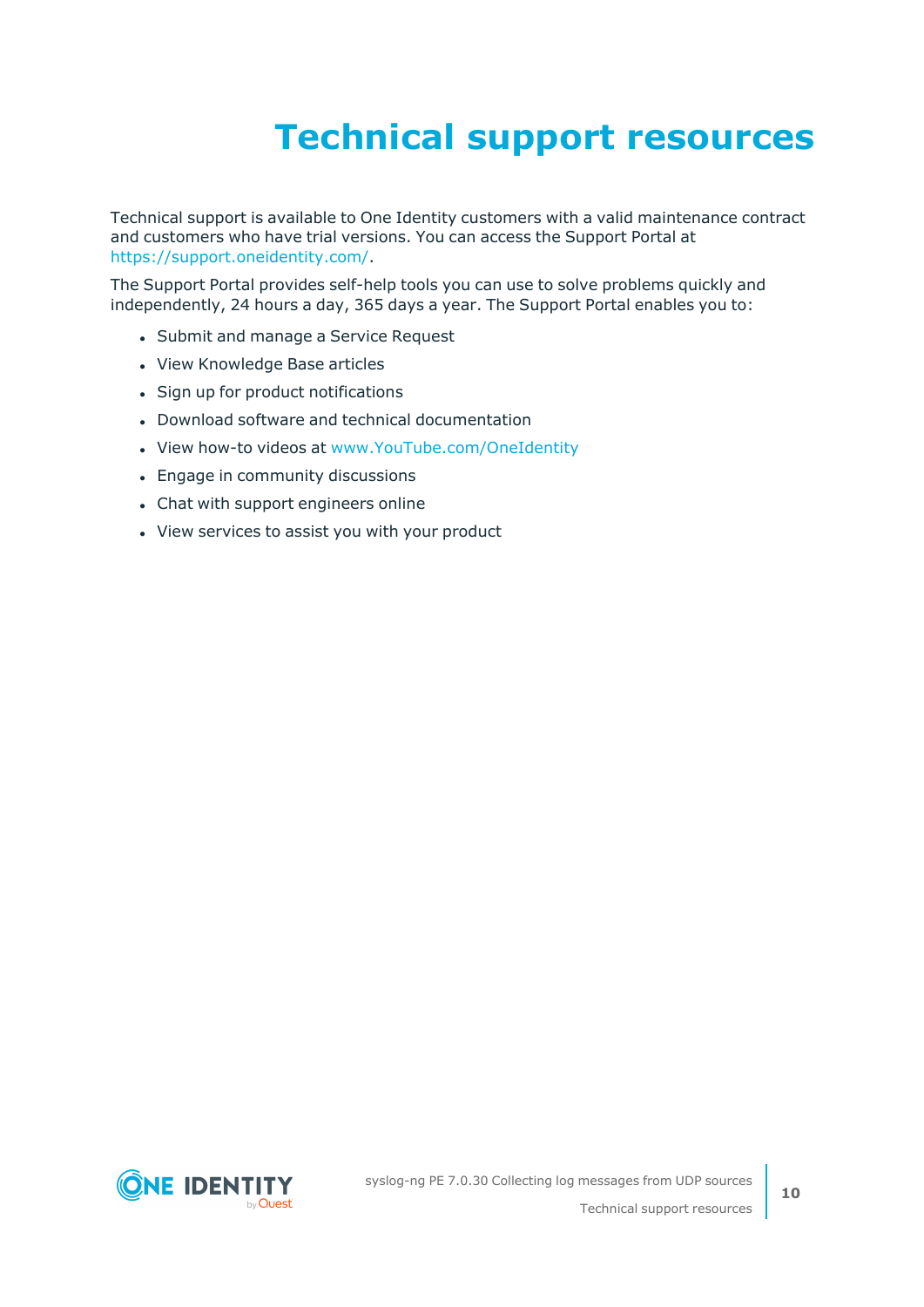# Technical support resources

Technical support is available to One Identity customers with a valid maintenance contract and customers who have trial versions. You can access the Support Portal at https://support.oneidentity.com/.

The Support Portal provides self-help tools you can use to solve problems quickly and independently, 24 hours a day, 365 days a year. The Support Portal enables you to:

- Submit and manage a Service Request
- View Knowledge Base articles
- Sign up for product notifications
- Download software and technical documentation
- View how-to videos at www.YouTube.com/OneIdentity
- Engage in community discussions
- Chat with support engineers online
- View services to assist you with your product